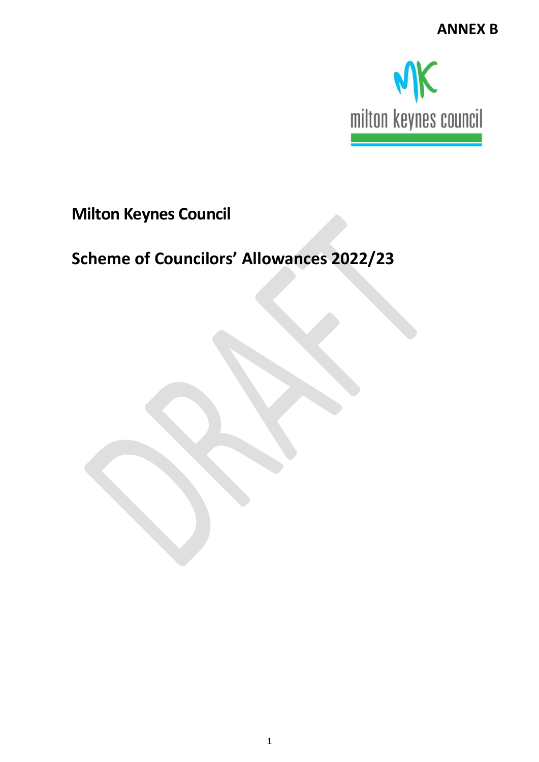**ANNEX B**

milton keynes council

# Milton Keynes Council

# Scheme of Councilors' Allowances 2022/23

DRAFT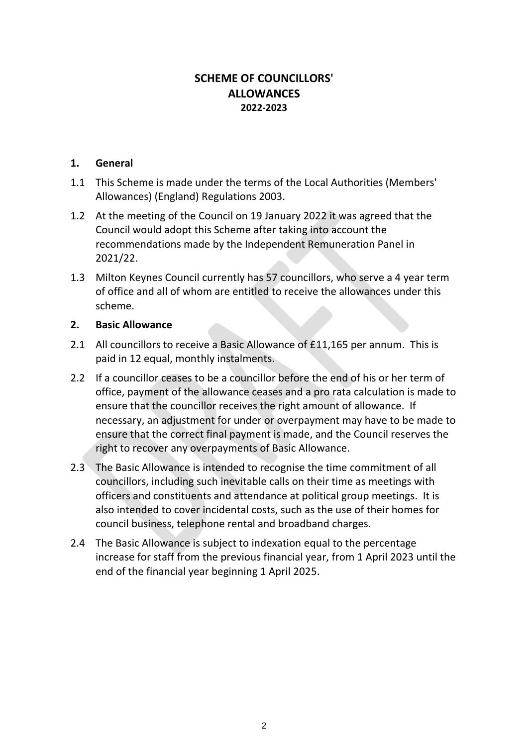# SCHEME OF COUNCILLORS' ALLOWANCES
## 2022-2023

### 1. General

1.1 This Scheme is made under the terms of the Local Authorities (Members' Allowances) (England) Regulations 2003.

1.2 At the meeting of the Council on 19 January 2022 it was agreed that the Council would adopt this Scheme after taking into account the recommendations made by the Independent Remuneration Panel in 2021/22.

1.3 Milton Keynes Council currently has 57 councillors, who serve a 4 year term of office and all of whom are entitled to receive the allowances under this scheme.

### 2. Basic Allowance

2.1 All councillors to receive a Basic Allowance of £11,165 per annum. This is paid in 12 equal, monthly instalments.

2.2 If a councillor ceases to be a councillor before the end of his or her term of office, payment of the allowance ceases and a pro rata calculation is made to ensure that the councillor receives the right amount of allowance. If necessary, an adjustment for under or overpayment may have to be made to ensure that the correct final payment is made, and the Council reserves the right to recover any overpayments of Basic Allowance.

2.3 The Basic Allowance is intended to recognise the time commitment of all councillors, including such inevitable calls on their time as meetings with officers and constituents and attendance at political group meetings. It is also intended to cover incidental costs, such as the use of their homes for council business, telephone rental and broadband charges.

2.4 The Basic Allowance is subject to indexation equal to the percentage increase for staff from the previous financial year, from 1 April 2023 until the end of the financial year beginning 1 April 2025.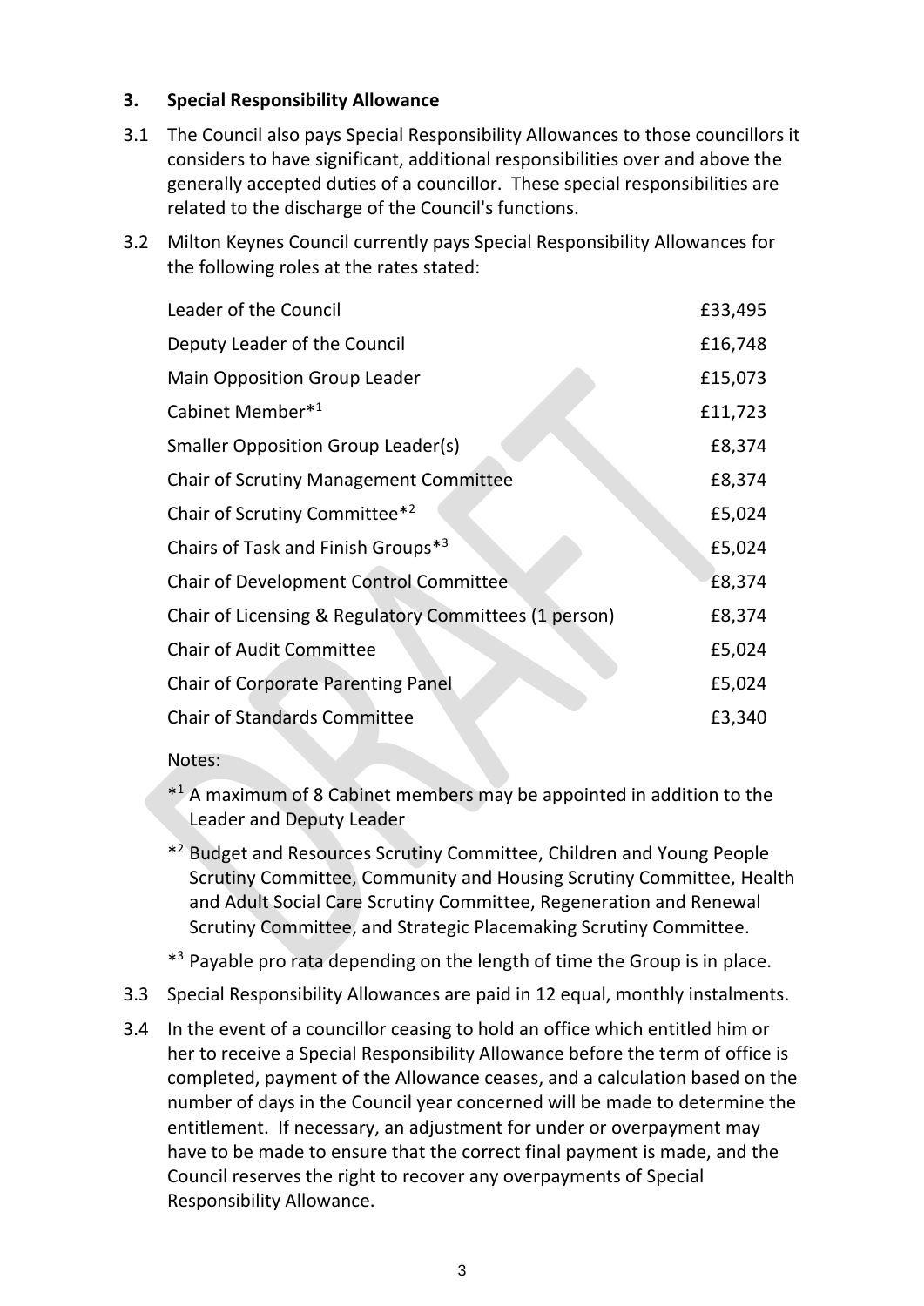## 3. Special Responsibility Allowance

3.1 The Council also pays Special Responsibility Allowances to those councillors it considers to have significant, additional responsibilities over and above the generally accepted duties of a councillor. These special responsibilities are related to the discharge of the Council's functions.

3.2 Milton Keynes Council currently pays Special Responsibility Allowances for the following roles at the rates stated:

| Role | Rate |
|---|---|
| Leader of the Council | £33,495 |
| Deputy Leader of the Council | £16,748 |
| Main Opposition Group Leader | £15,073 |
| Cabinet Member*[1] | £11,723 |
| Smaller Opposition Group Leader(s) | £8,374 |
| Chair of Scrutiny Management Committee | £8,374 |
| Chair of Scrutiny Committee*[2] | £5,024 |
| Chairs of Task and Finish Groups*[3] | £5,024 |
| Chair of Development Control Committee | £8,374 |
| Chair of Licensing & Regulatory Committees (1 person) | £8,374 |
| Chair of Audit Committee | £5,024 |
| Chair of Corporate Parenting Panel | £5,024 |
| Chair of Standards Committee | £3,340 |

Notes:

*[1] A maximum of 8 Cabinet members may be appointed in addition to the Leader and Deputy Leader

*[2] Budget and Resources Scrutiny Committee, Children and Young People Scrutiny Committee, Community and Housing Scrutiny Committee, Health and Adult Social Care Scrutiny Committee, Regeneration and Renewal Scrutiny Committee, and Strategic Placemaking Scrutiny Committee.

*[3] Payable pro rata depending on the length of time the Group is in place.

3.3 Special Responsibility Allowances are paid in 12 equal, monthly instalments.

3.4 In the event of a councillor ceasing to hold an office which entitled him or her to receive a Special Responsibility Allowance before the term of office is completed, payment of the Allowance ceases, and a calculation based on the number of days in the Council year concerned will be made to determine the entitlement. If necessary, an adjustment for under or overpayment may have to be made to ensure that the correct final payment is made, and the Council reserves the right to recover any overpayments of Special Responsibility Allowance.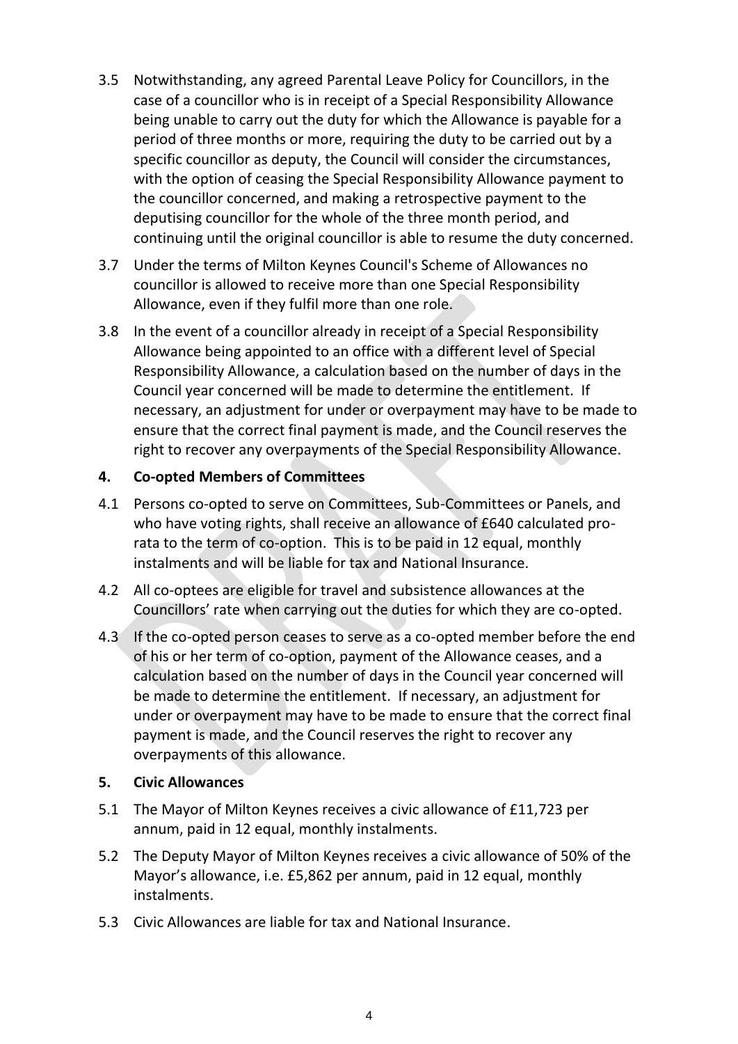3.5 Notwithstanding, any agreed Parental Leave Policy for Councillors, in the case of a councillor who is in receipt of a Special Responsibility Allowance being unable to carry out the duty for which the Allowance is payable for a period of three months or more, requiring the duty to be carried out by a specific councillor as deputy, the Council will consider the circumstances, with the option of ceasing the Special Responsibility Allowance payment to the councillor concerned, and making a retrospective payment to the deputising councillor for the whole of the three month period, and continuing until the original councillor is able to resume the duty concerned.

3.7 Under the terms of Milton Keynes Council's Scheme of Allowances no councillor is allowed to receive more than one Special Responsibility Allowance, even if they fulfil more than one role.

3.8 In the event of a councillor already in receipt of a Special Responsibility Allowance being appointed to an office with a different level of Special Responsibility Allowance, a calculation based on the number of days in the Council year concerned will be made to determine the entitlement. If necessary, an adjustment for under or overpayment may have to be made to ensure that the correct final payment is made, and the Council reserves the right to recover any overpayments of the Special Responsibility Allowance.

**4. Co-opted Members of Committees**

4.1 Persons co-opted to serve on Committees, Sub-Committees or Panels, and who have voting rights, shall receive an allowance of £640 calculated pro-rata to the term of co-option. This is to be paid in 12 equal, monthly instalments and will be liable for tax and National Insurance.

4.2 All co-optees are eligible for travel and subsistence allowances at the Councillors' rate when carrying out the duties for which they are co-opted.

4.3 If the co-opted person ceases to serve as a co-opted member before the end of his or her term of co-option, payment of the Allowance ceases, and a calculation based on the number of days in the Council year concerned will be made to determine the entitlement. If necessary, an adjustment for under or overpayment may have to be made to ensure that the correct final payment is made, and the Council reserves the right to recover any overpayments of this allowance.

**5. Civic Allowances**

5.1 The Mayor of Milton Keynes receives a civic allowance of £11,723 per annum, paid in 12 equal, monthly instalments.

5.2 The Deputy Mayor of Milton Keynes receives a civic allowance of 50% of the Mayor's allowance, i.e. £5,862 per annum, paid in 12 equal, monthly instalments.

5.3 Civic Allowances are liable for tax and National Insurance.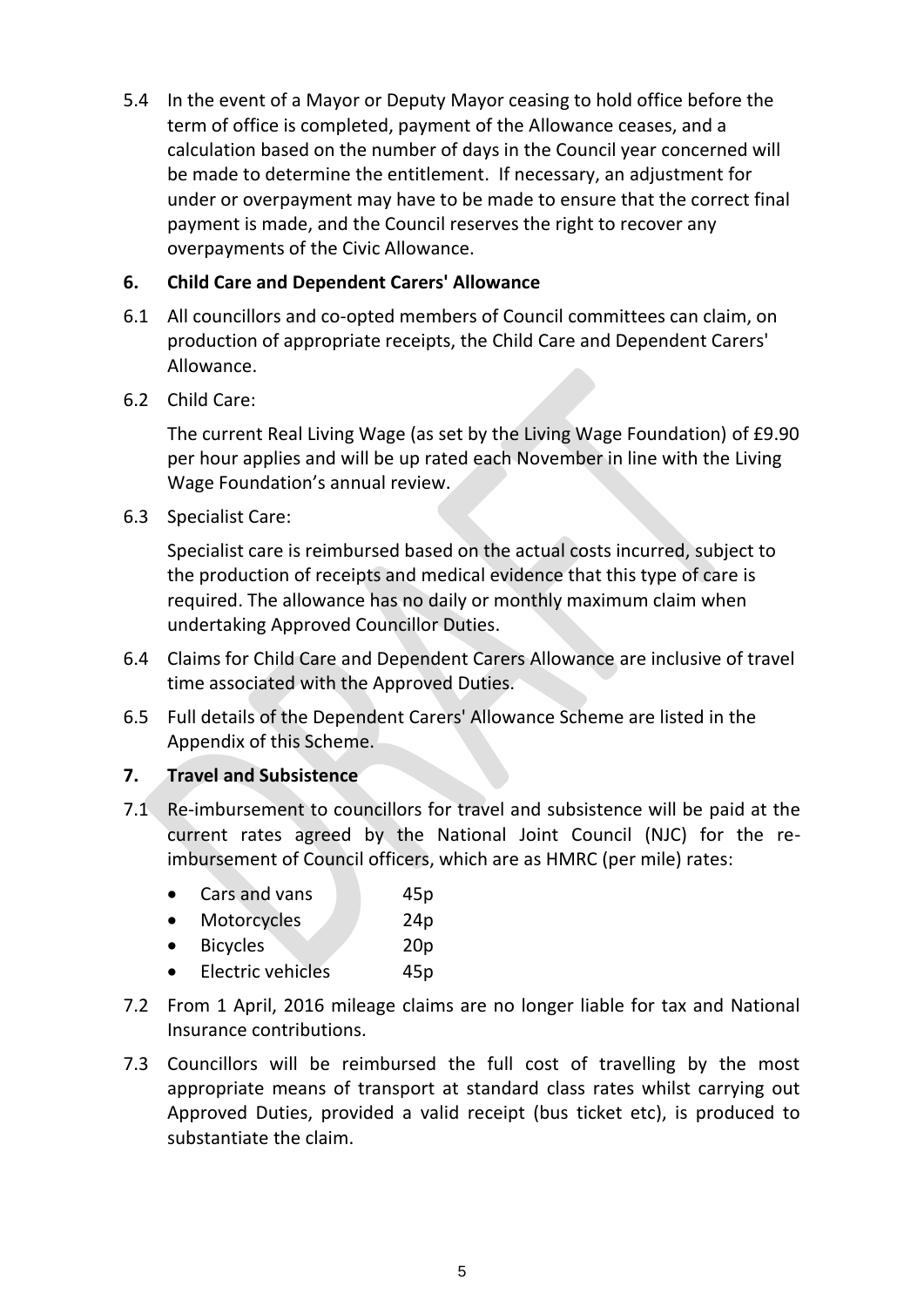5.4 In the event of a Mayor or Deputy Mayor ceasing to hold office before the term of office is completed, payment of the Allowance ceases, and a calculation based on the number of days in the Council year concerned will be made to determine the entitlement. If necessary, an adjustment for under or overpayment may have to be made to ensure that the correct final payment is made, and the Council reserves the right to recover any overpayments of the Civic Allowance.

## 6. Child Care and Dependent Carers' Allowance

6.1 All councillors and co-opted members of Council committees can claim, on production of appropriate receipts, the Child Care and Dependent Carers' Allowance.

6.2 Child Care:

The current Real Living Wage (as set by the Living Wage Foundation) of £9.90 per hour applies and will be up rated each November in line with the Living Wage Foundation's annual review.

6.3 Specialist Care:

Specialist care is reimbursed based on the actual costs incurred, subject to the production of receipts and medical evidence that this type of care is required. The allowance has no daily or monthly maximum claim when undertaking Approved Councillor Duties.

6.4 Claims for Child Care and Dependent Carers Allowance are inclusive of travel time associated with the Approved Duties.

6.5 Full details of the Dependent Carers' Allowance Scheme are listed in the Appendix of this Scheme.

## 7. Travel and Subsistence

7.1 Re-imbursement to councillors for travel and subsistence will be paid at the current rates agreed by the National Joint Council (NJC) for the re-imbursement of Council officers, which are as HMRC (per mile) rates:

- Cars and vans 45p
- Motorcycles 24p
- Bicycles 20p
- Electric vehicles 45p

7.2 From 1 April, 2016 mileage claims are no longer liable for tax and National Insurance contributions.

7.3 Councillors will be reimbursed the full cost of travelling by the most appropriate means of transport at standard class rates whilst carrying out Approved Duties, provided a valid receipt (bus ticket etc), is produced to substantiate the claim.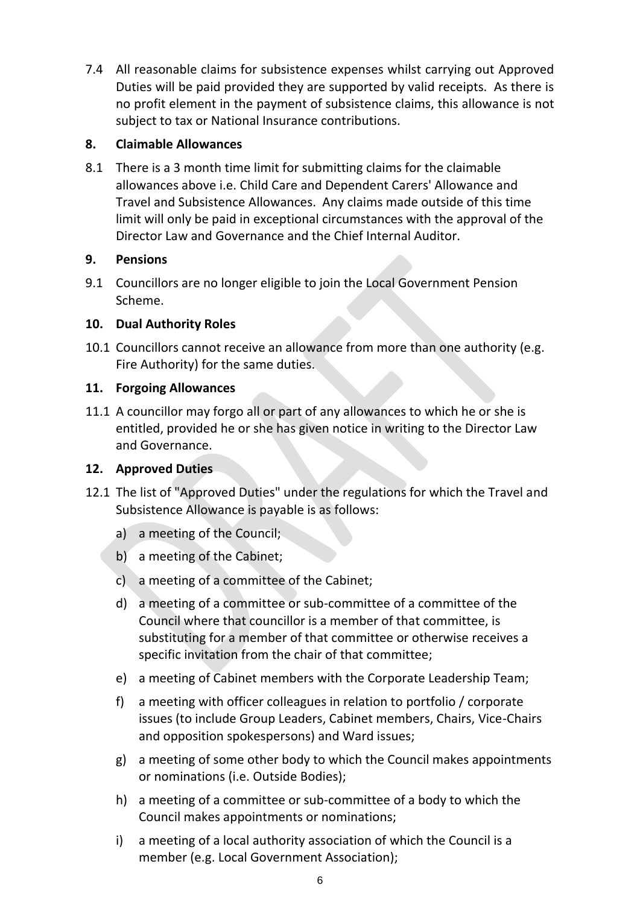7.4 All reasonable claims for subsistence expenses whilst carrying out Approved Duties will be paid provided they are supported by valid receipts. As there is no profit element in the payment of subsistence claims, this allowance is not subject to tax or National Insurance contributions.

**8. Claimable Allowances**

8.1 There is a 3 month time limit for submitting claims for the claimable allowances above i.e. Child Care and Dependent Carers' Allowance and Travel and Subsistence Allowances. Any claims made outside of this time limit will only be paid in exceptional circumstances with the approval of the Director Law and Governance and the Chief Internal Auditor.

**9. Pensions**

9.1 Councillors are no longer eligible to join the Local Government Pension Scheme.

**10. Dual Authority Roles**

10.1 Councillors cannot receive an allowance from more than one authority (e.g. Fire Authority) for the same duties.

**11. Forgoing Allowances**

11.1 A councillor may forgo all or part of any allowances to which he or she is entitled, provided he or she has given notice in writing to the Director Law and Governance.

**12. Approved Duties**

12.1 The list of "Approved Duties" under the regulations for which the Travel and Subsistence Allowance is payable is as follows:

a) a meeting of the Council;

b) a meeting of the Cabinet;

c) a meeting of a committee of the Cabinet;

d) a meeting of a committee or sub-committee of a committee of the Council where that councillor is a member of that committee, is substituting for a member of that committee or otherwise receives a specific invitation from the chair of that committee;

e) a meeting of Cabinet members with the Corporate Leadership Team;

f) a meeting with officer colleagues in relation to portfolio / corporate issues (to include Group Leaders, Cabinet members, Chairs, Vice-Chairs and opposition spokespersons) and Ward issues;

g) a meeting of some other body to which the Council makes appointments or nominations (i.e. Outside Bodies);

h) a meeting of a committee or sub-committee of a body to which the Council makes appointments or nominations;

i) a meeting of a local authority association of which the Council is a member (e.g. Local Government Association);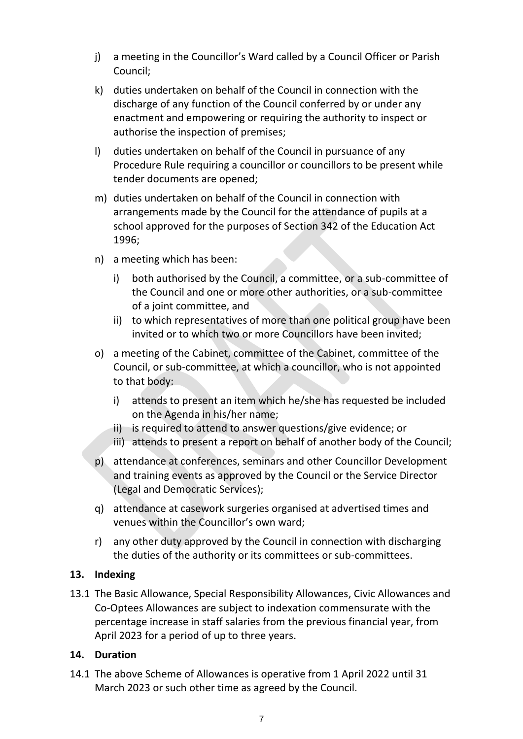j) a meeting in the Councillor's Ward called by a Council Officer or Parish Council;

k) duties undertaken on behalf of the Council in connection with the discharge of any function of the Council conferred by or under any enactment and empowering or requiring the authority to inspect or authorise the inspection of premises;

l) duties undertaken on behalf of the Council in pursuance of any Procedure Rule requiring a councillor or councillors to be present while tender documents are opened;

m) duties undertaken on behalf of the Council in connection with arrangements made by the Council for the attendance of pupils at a school approved for the purposes of Section 342 of the Education Act 1996;

n) a meeting which has been:

   i) both authorised by the Council, a committee, or a sub-committee of the Council and one or more other authorities, or a sub-committee of a joint committee, and
   
   ii) to which representatives of more than one political group have been invited or to which two or more Councillors have been invited;

o) a meeting of the Cabinet, committee of the Cabinet, committee of the Council, or sub-committee, at which a councillor, who is not appointed to that body:

   i) attends to present an item which he/she has requested be included on the Agenda in his/her name;
   
   ii) is required to attend to answer questions/give evidence; or
   
   iii) attends to present a report on behalf of another body of the Council;

p) attendance at conferences, seminars and other Councillor Development and training events as approved by the Council or the Service Director (Legal and Democratic Services);

q) attendance at casework surgeries organised at advertised times and venues within the Councillor's own ward;

r) any other duty approved by the Council in connection with discharging the duties of the authority or its committees or sub-committees.

## 13. Indexing

13.1 The Basic Allowance, Special Responsibility Allowances, Civic Allowances and Co-Optees Allowances are subject to indexation commensurate with the percentage increase in staff salaries from the previous financial year, from April 2023 for a period of up to three years.

## 14. Duration

14.1 The above Scheme of Allowances is operative from 1 April 2022 until 31 March 2023 or such other time as agreed by the Council.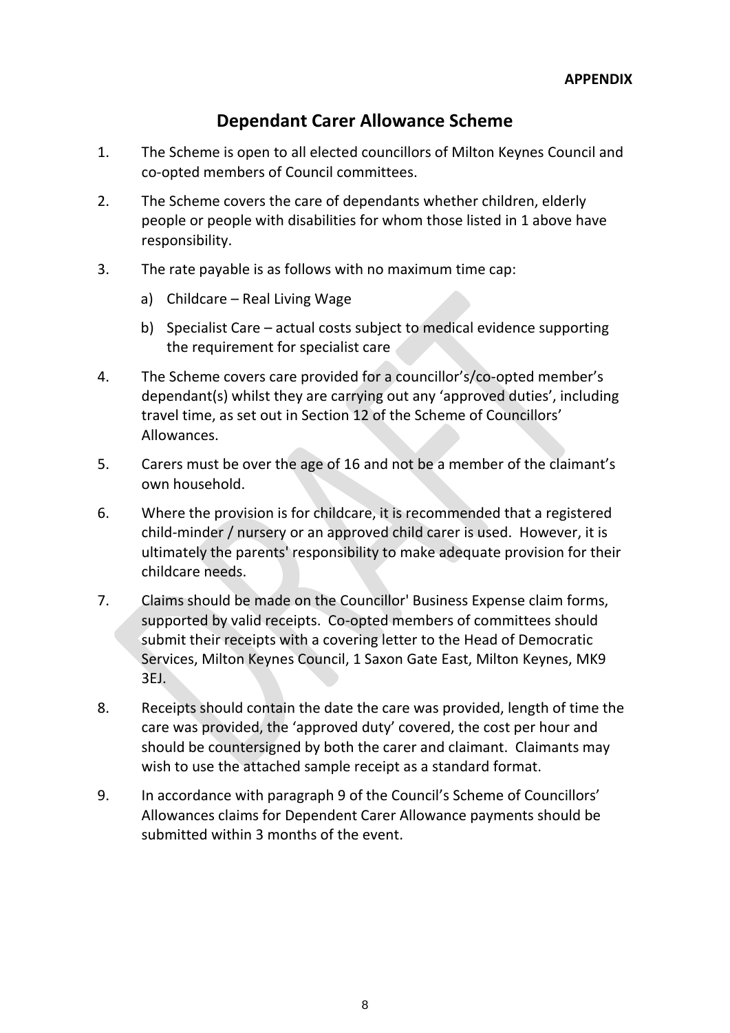**APPENDIX**

# Dependant Carer Allowance Scheme

1. The Scheme is open to all elected councillors of Milton Keynes Council and co-opted members of Council committees.

2. The Scheme covers the care of dependants whether children, elderly people or people with disabilities for whom those listed in 1 above have responsibility.

3. The rate payable is as follows with no maximum time cap:

   a) Childcare – Real Living Wage

   b) Specialist Care – actual costs subject to medical evidence supporting the requirement for specialist care

4. The Scheme covers care provided for a councillor's/co-opted member's dependant(s) whilst they are carrying out any 'approved duties', including travel time, as set out in Section 12 of the Scheme of Councillors' Allowances.

5. Carers must be over the age of 16 and not be a member of the claimant's own household.

6. Where the provision is for childcare, it is recommended that a registered child-minder / nursery or an approved child carer is used. However, it is ultimately the parents' responsibility to make adequate provision for their childcare needs.

7. Claims should be made on the Councillor' Business Expense claim forms, supported by valid receipts. Co-opted members of committees should submit their receipts with a covering letter to the Head of Democratic Services, Milton Keynes Council, 1 Saxon Gate East, Milton Keynes, MK9 3EJ.

8. Receipts should contain the date the care was provided, length of time the care was provided, the 'approved duty' covered, the cost per hour and should be countersigned by both the carer and claimant. Claimants may wish to use the attached sample receipt as a standard format.

9. In accordance with paragraph 9 of the Council's Scheme of Councillors' Allowances claims for Dependent Carer Allowance payments should be submitted within 3 months of the event.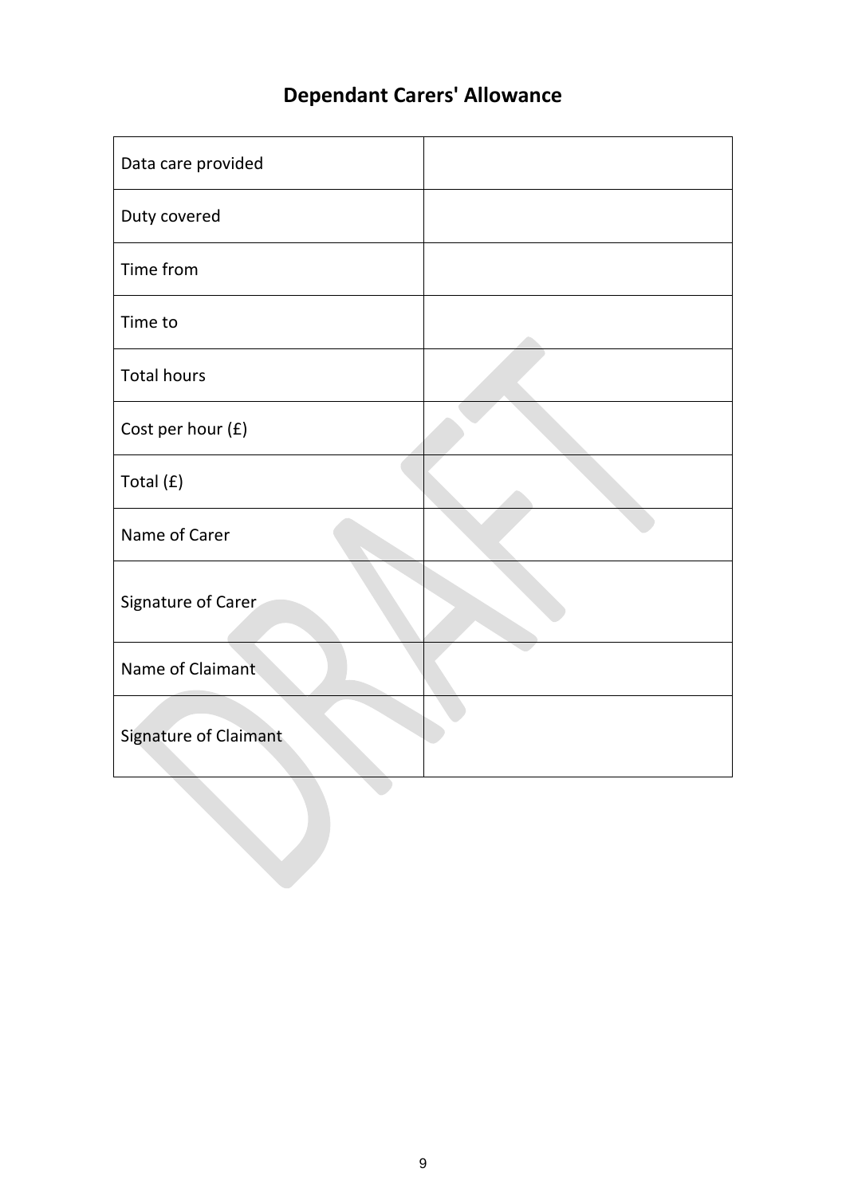# Dependant Carers' Allowance

| | |
|---|---|
| Data care provided | |
| Duty covered | |
| Time from | |
| Time to | |
| Total hours | |
| Cost per hour (£) | |
| Total (£) | |
| Name of Carer | |
| Signature of Carer | |
| Name of Claimant | |
| Signature of Claimant | |